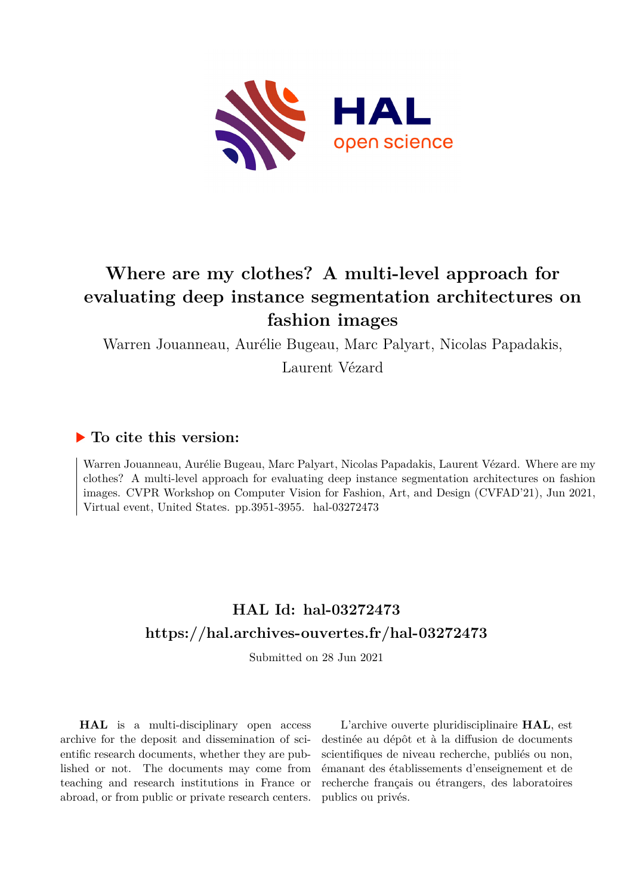# Where are my clothes? A multi-level approach for evaluating deep instance segmentation architectures on fashion images

Warren Jouanneau, Aurélie Bugeau, Marc Palyart, Nicolas Papadakis, Laurent Vézard

## ▶ To cite this version:

Warren Jouanneau, Aurélie Bugeau, Marc Palyart, Nicolas Papadakis, Laurent Vézard. Where are my clothes? A multi-level approach for evaluating deep instance segmentation architectures on fashion images. CVPR Workshop on Computer Vision for Fashion, Art, and Design (CVFAD'21), Jun 2021, Virtual event, United States. pp.3951-3955. hal-03272473

## HAL Id: hal-03272473
## https://hal.archives-ouvertes.fr/hal-03272473

Submitted on 28 Jun 2021

**HAL** is a multi-disciplinary open access archive for the deposit and dissemination of scientific research documents, whether they are published or not. The documents may come from teaching and research institutions in France or abroad, or from public or private research centers.

L'archive ouverte pluridisciplinaire **HAL**, est destinée au dépôt et à la diffusion de documents scientifiques de niveau recherche, publiés ou non, émanant des établissements d'enseignement et de recherche français ou étrangers, des laboratoires publics ou privés.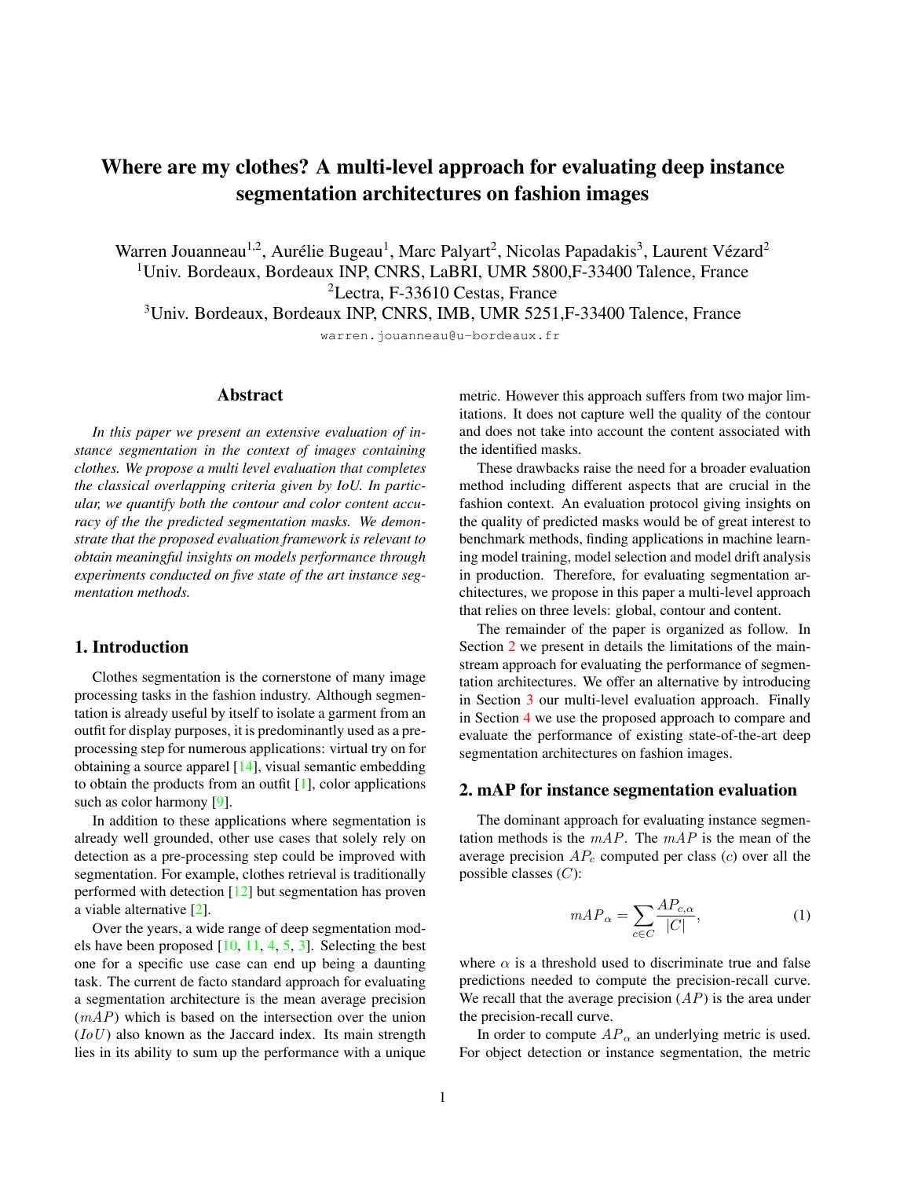# Where are my clothes? A multi-level approach for evaluating deep instance segmentation architectures on fashion images

Warren Jouanneau[1,2], Aurélie Bugeau[1], Marc Palyart[2], Nicolas Papadakis[3], Laurent Vézard[2]

[1]Univ. Bordeaux, Bordeaux INP, CNRS, LaBRI, UMR 5800,F-33400 Talence, France

[2]Lectra, F-33610 Cestas, France

[3]Univ. Bordeaux, Bordeaux INP, CNRS, IMB, UMR 5251,F-33400 Talence, France

warren.jouanneau@u-bordeaux.fr

## Abstract

*In this paper we present an extensive evaluation of instance segmentation in the context of images containing clothes. We propose a multi level evaluation that completes the classical overlapping criteria given by IoU. In particular, we quantify both the contour and color content accuracy of the the predicted segmentation masks. We demonstrate that the proposed evaluation framework is relevant to obtain meaningful insights on models performance through experiments conducted on five state of the art instance segmentation methods.*

## 1. Introduction

Clothes segmentation is the cornerstone of many image processing tasks in the fashion industry. Although segmentation is already useful by itself to isolate a garment from an outfit for display purposes, it is predominantly used as a pre-processing step for numerous applications: virtual try on for obtaining a source apparel [14], visual semantic embedding to obtain the products from an outfit [1], color applications such as color harmony [9].

In addition to these applications where segmentation is already well grounded, other use cases that solely rely on detection as a pre-processing step could be improved with segmentation. For example, clothes retrieval is traditionally performed with detection [12] but segmentation has proven a viable alternative [2].

Over the years, a wide range of deep segmentation models have been proposed [10, 11, 4, 5, 3]. Selecting the best one for a specific use case can end up being a daunting task. The current de facto standard approach for evaluating a segmentation architecture is the mean average precision ($mAP$) which is based on the intersection over the union ($IoU$) also known as the Jaccard index. Its main strength lies in its ability to sum up the performance with a unique metric. However this approach suffers from two major limitations. It does not capture well the quality of the contour and does not take into account the content associated with the identified masks.

These drawbacks raise the need for a broader evaluation method including different aspects that are crucial in the fashion context. An evaluation protocol giving insights on the quality of predicted masks would be of great interest to benchmark methods, finding applications in machine learning model training, model selection and model drift analysis in production. Therefore, for evaluating segmentation architectures, we propose in this paper a multi-level approach that relies on three levels: global, contour and content.

The remainder of the paper is organized as follow. In Section 2 we present in details the limitations of the mainstream approach for evaluating the performance of segmentation architectures. We offer an alternative by introducing in Section 3 our multi-level evaluation approach. Finally in Section 4 we use the proposed approach to compare and evaluate the performance of existing state-of-the-art deep segmentation architectures on fashion images.

## 2. mAP for instance segmentation evaluation

The dominant approach for evaluating instance segmentation methods is the $mAP$. The $mAP$ is the mean of the average precision $AP_c$ computed per class ($c$) over all the possible classes ($C$):

$$mAP_\alpha = \sum_{c \in C} \frac{AP_{c,\alpha}}{|C|}, \tag{1}$$

where $\alpha$ is a threshold used to discriminate true and false predictions needed to compute the precision-recall curve. We recall that the average precision ($AP$) is the area under the precision-recall curve.

In order to compute $AP_\alpha$ an underlying metric is used. For object detection or instance segmentation, the metric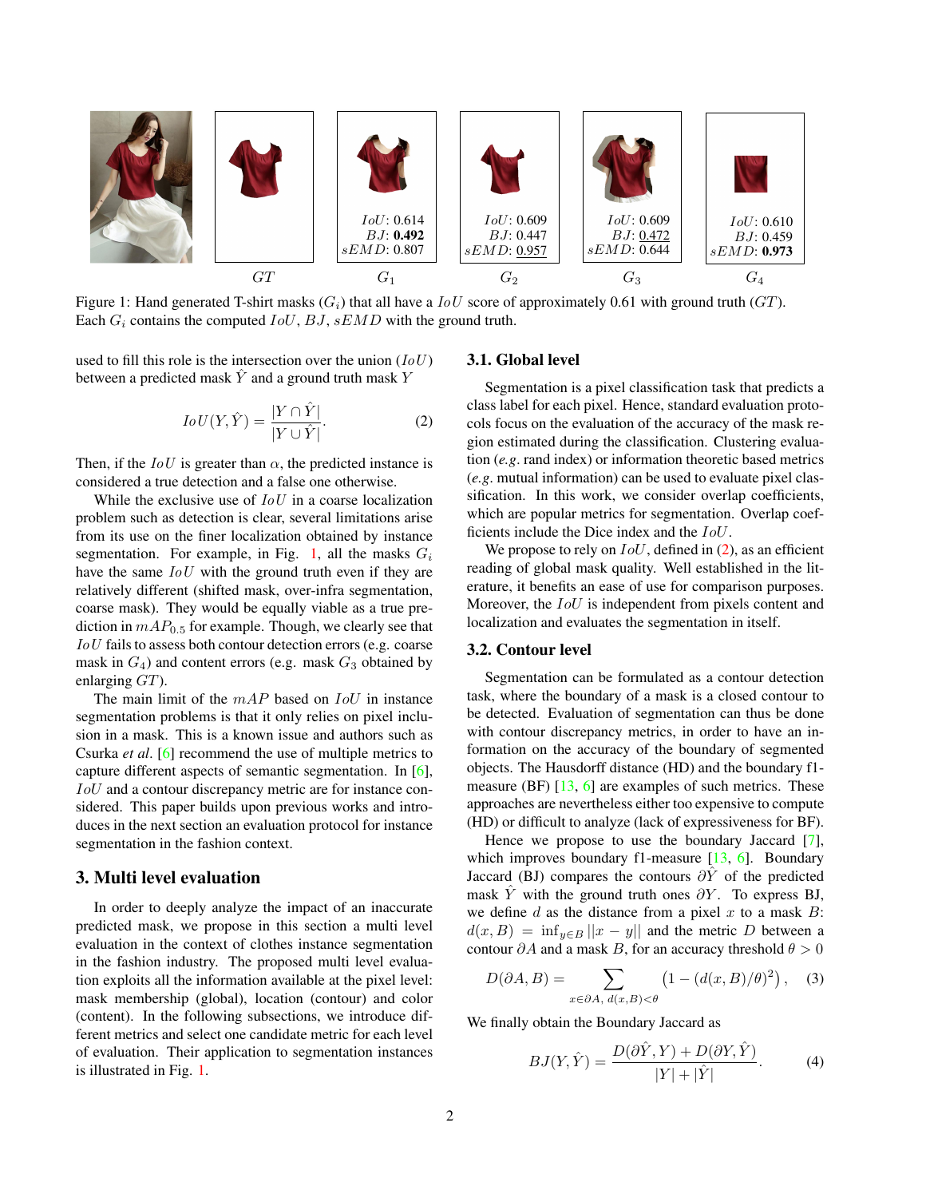| | GT | $G_1$ | $G_2$ | $G_3$ | $G_4$ |
|---|---|---|---|---|---|
| | | $IoU$: 0.614 | $IoU$: 0.609 | $IoU$: 0.609 | $IoU$: 0.610 |
| | | $BJ$: **0.492** | $BJ$: 0.447 | $BJ$: 0.472 | $BJ$: 0.459 |
| | | $sEMD$: 0.807 | $sEMD$: 0.957 | $sEMD$: 0.644 | $sEMD$: **0.973** |

Figure 1: Hand generated T-shirt masks ($G_i$) that all have a $IoU$ score of approximately 0.61 with ground truth ($GT$). Each $G_i$ contains the computed $IoU$, $BJ$, $sEMD$ with the ground truth.

used to fill this role is the intersection over the union ($IoU$) between a predicted mask $\hat{Y}$ and a ground truth mask $Y$

$$IoU(Y, \hat{Y}) = \frac{|Y \cap \hat{Y}|}{|Y \cup \hat{Y}|}. \quad (2)$$

Then, if the $IoU$ is greater than $\alpha$, the predicted instance is considered a true detection and a false one otherwise.

While the exclusive use of $IoU$ in a coarse localization problem such as detection is clear, several limitations arise from its use on the finer localization obtained by instance segmentation. For example, in Fig. 1, all the masks $G_i$ have the same $IoU$ with the ground truth even if they are relatively different (shifted mask, over-infra segmentation, coarse mask). They would be equally viable as a true prediction in $mAP_{0.5}$ for example. Though, we clearly see that $IoU$ fails to assess both contour detection errors (e.g. coarse mask in $G_4$) and content errors (e.g. mask $G_3$ obtained by enlarging $GT$).

The main limit of the $mAP$ based on $IoU$ in instance segmentation problems is that it only relies on pixel inclusion in a mask. This is a known issue and authors such as Csurka *et al*. [6] recommend the use of multiple metrics to capture different aspects of semantic segmentation. In [6], $IoU$ and a contour discrepancy metric are for instance considered. This paper builds upon previous works and introduces in the next section an evaluation protocol for instance segmentation in the fashion context.

## 3. Multi level evaluation

In order to deeply analyze the impact of an inaccurate predicted mask, we propose in this section a multi level evaluation in the context of clothes instance segmentation in the fashion industry. The proposed multi level evaluation exploits all the information available at the pixel level: mask membership (global), location (contour) and color (content). In the following subsections, we introduce different metrics and select one candidate metric for each level of evaluation. Their application to segmentation instances is illustrated in Fig. 1.

### 3.1. Global level

Segmentation is a pixel classification task that predicts a class label for each pixel. Hence, standard evaluation protocols focus on the evaluation of the accuracy of the mask region estimated during the classification. Clustering evaluation (*e.g.* rand index) or information theoretic based metrics (*e.g.* mutual information) can be used to evaluate pixel classification. In this work, we consider overlap coefficients, which are popular metrics for segmentation. Overlap coefficients include the Dice index and the $IoU$.

We propose to rely on $IoU$, defined in (2), as an efficient reading of global mask quality. Well established in the literature, it benefits an ease of use for comparison purposes. Moreover, the $IoU$ is independent from pixels content and localization and evaluates the segmentation in itself.

### 3.2. Contour level

Segmentation can be formulated as a contour detection task, where the boundary of a mask is a closed contour to be detected. Evaluation of segmentation can thus be done with contour discrepancy metrics, in order to have an information on the accuracy of the boundary of segmented objects. The Hausdorff distance (HD) and the boundary f1-measure (BF) [13, 6] are examples of such metrics. These approaches are nevertheless either too expensive to compute (HD) or difficult to analyze (lack of expressiveness for BF).

Hence we propose to use the boundary Jaccard [7], which improves boundary f1-measure [13, 6]. Boundary Jaccard (BJ) compares the contours $\partial\hat{Y}$ of the predicted mask $\hat{Y}$ with the ground truth ones $\partial Y$. To express BJ, we define $d$ as the distance from a pixel $x$ to a mask $B$: $d(x, B) = \inf_{y \in B} ||x - y||$ and the metric $D$ between a contour $\partial A$ and a mask $B$, for an accuracy threshold $\theta > 0$

$$D(\partial A, B) = \sum_{x \in \partial A,\ d(x,B) < \theta} \left(1 - (d(x, B)/\theta)^2\right), \quad (3)$$

We finally obtain the Boundary Jaccard as

$$BJ(Y, \hat{Y}) = \frac{D(\partial\hat{Y}, Y) + D(\partial Y, \hat{Y})}{|Y| + |\hat{Y}|}. \quad (4)$$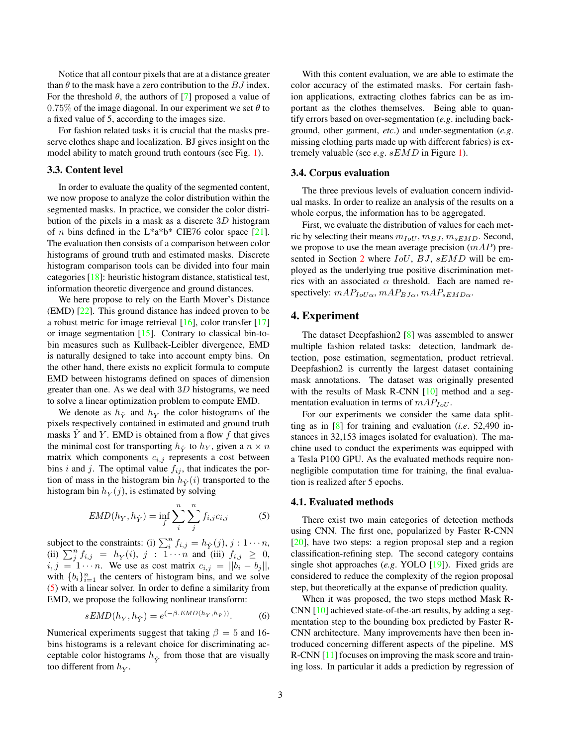Notice that all contour pixels that are at a distance greater than $\theta$ to the mask have a zero contribution to the $BJ$ index. For the threshold $\theta$, the authors of [7] proposed a value of $0.75\%$ of the image diagonal. In our experiment we set $\theta$ to a fixed value of 5, according to the images size.

For fashion related tasks it is crucial that the masks preserve clothes shape and localization. BJ gives insight on the model ability to match ground truth contours (see Fig. 1).

### 3.3. Content level

In order to evaluate the quality of the segmented content, we now propose to analyze the color distribution within the segmented masks. In practice, we consider the color distribution of the pixels in a mask as a discrete $3D$ histogram of $n$ bins defined in the L*a*b* CIE76 color space [21]. The evaluation then consists of a comparison between color histograms of ground truth and estimated masks. Discrete histogram comparison tools can be divided into four main categories [18]: heuristic histogram distance, statistical test, information theoretic divergence and ground distances.

We here propose to rely on the Earth Mover's Distance (EMD) [22]. This ground distance has indeed proven to be a robust metric for image retrieval [16], color transfer [17] or image segmentation [15]. Contrary to classical bin-to-bin measures such as Kullback-Leibler divergence, EMD is naturally designed to take into account empty bins. On the other hand, there exists no explicit formula to compute EMD between histograms defined on spaces of dimension greater than one. As we deal with $3D$ histograms, we need to solve a linear optimization problem to compute EMD.

We denote as $h_{\hat{Y}}$ and $h_Y$ the color histograms of the pixels respectively contained in estimated and ground truth masks $\hat{Y}$ and $Y$. EMD is obtained from a flow $f$ that gives the minimal cost for transporting $h_{\hat{Y}}$ to $h_Y$, given a $n \times n$ matrix which components $c_{i,j}$ represents a cost between bins $i$ and $j$. The optimal value $f_{ij}$, that indicates the portion of mass in the histogram bin $h_{\hat{Y}}(i)$ transported to the histogram bin $h_Y(j)$, is estimated by solving

$$EMD(h_Y, h_{\hat{Y}}) = \inf_f \sum_i^n \sum_j^n f_{i,j} c_{i,j} \qquad (5)$$

subject to the constraints: (i) $\sum_i^n f_{i,j} = h_{\hat{Y}}(j)$, $j : 1 \cdots n$, (ii) $\sum_j^n f_{i,j} = h_Y(i)$, $j : 1 \cdots n$ and (iii) $f_{i,j} \geq 0$, $i, j = 1 \cdots n$. We use as cost matrix $c_{i,j} = ||b_i - b_j||$, with $\{b_i\}_{i=1}^n$ the centers of histogram bins, and we solve (5) with a linear solver. In order to define a similarity from EMD, we propose the following nonlinear transform:

$$sEMD(h_Y, h_{\hat{Y}}) = e^{(-\beta . EMD(h_Y, h_{\hat{Y}}))}. \qquad (6)$$

Numerical experiments suggest that taking $\beta = 5$ and 16-bins histograms is a relevant choice for discriminating acceptable color histograms $h_{\hat{Y}}$ from those that are visually too different from $h_Y$.

With this content evaluation, we are able to estimate the color accuracy of the estimated masks. For certain fashion applications, extracting clothes fabrics can be as important as the clothes themselves. Being able to quantify errors based on over-segmentation (*e.g.* including background, other garment, *etc.*) and under-segmentation (*e.g.* missing clothing parts made up with different fabrics) is extremely valuable (see *e.g.* $sEMD$ in Figure 1).

### 3.4. Corpus evaluation

The three previous levels of evaluation concern individual masks. In order to realize an analysis of the results on a whole corpus, the information has to be aggregated.

First, we evaluate the distribution of values for each metric by selecting their means $m_{IoU}$, $m_{BJ}$, $m_{sEMD}$. Second, we propose to use the mean average precision $(mAP)$ presented in Section 2 where $IoU$, $BJ$, $sEMD$ will be employed as the underlying true positive discrimination metrics with an associated $\alpha$ threshold. Each are named respectively: $mAP_{IoU\alpha}$, $mAP_{BJ\alpha}$, $mAP_{sEMD\alpha}$.

## 4. Experiment

The dataset Deepfashion2 [8] was assembled to answer multiple fashion related tasks: detection, landmark detection, pose estimation, segmentation, product retrieval. Deepfashion2 is currently the largest dataset containing mask annotations. The dataset was originally presented with the results of Mask R-CNN [10] method and a segmentation evaluation in terms of $mAP_{IoU}$.

For our experiments we consider the same data splitting as in [8] for training and evaluation (*i.e.* 52,490 instances in 32,153 images isolated for evaluation). The machine used to conduct the experiments was equipped with a Tesla P100 GPU. As the evaluated methods require non-negligible computation time for training, the final evaluation is realized after 5 epochs.

### 4.1. Evaluated methods

There exist two main categories of detection methods using CNN. The first one, popularized by Faster R-CNN [20], have two steps: a region proposal step and a region classification-refining step. The second category contains single shot approaches (*e.g.* YOLO [19]). Fixed grids are considered to reduce the complexity of the region proposal step, but theoretically at the expanse of prediction quality.

When it was proposed, the two steps method Mask R-CNN [10] achieved state-of-the-art results, by adding a segmentation step to the bounding box predicted by Faster R-CNN architecture. Many improvements have then been introduced concerning different aspects of the pipeline. MS R-CNN [11] focuses on improving the mask score and training loss. In particular it adds a prediction by regression of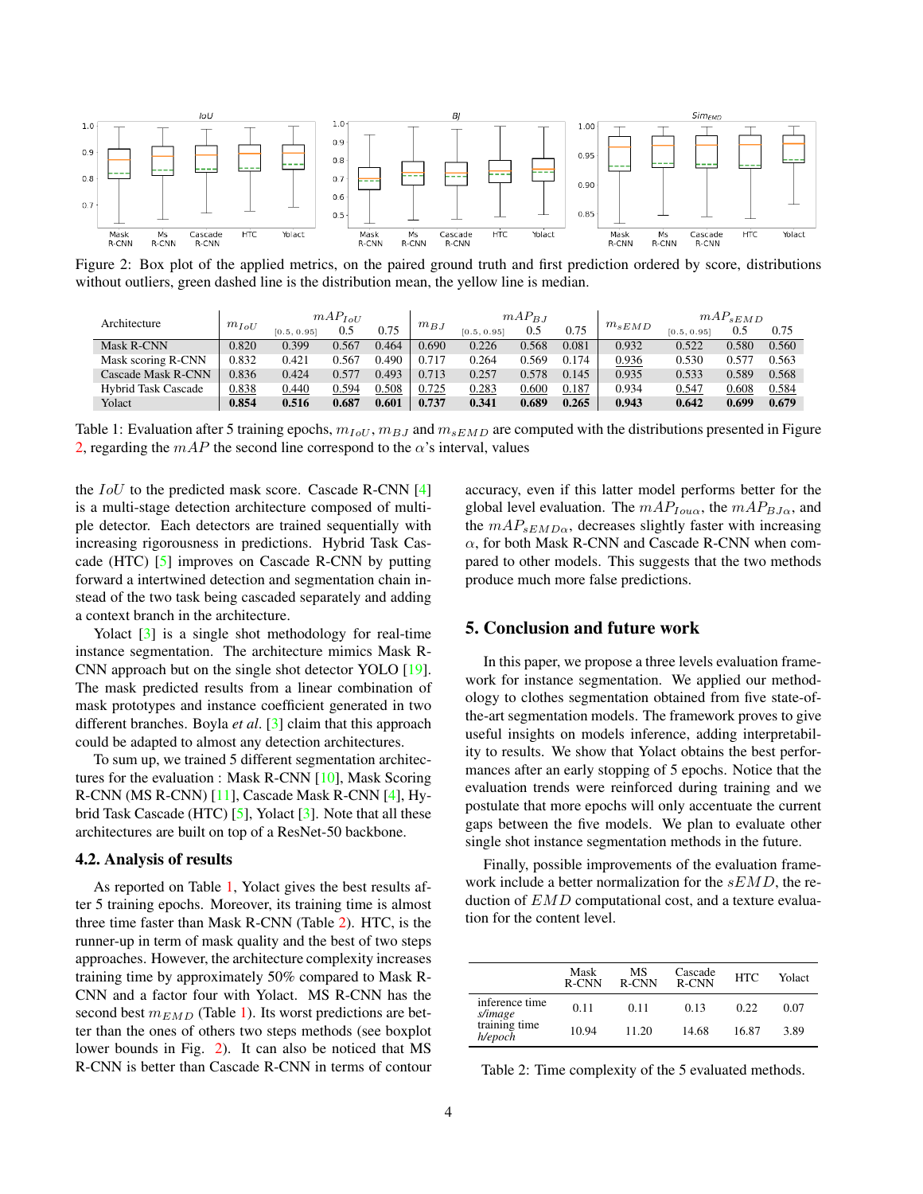Figure 2: Box plot of the applied metrics, on the paired ground truth and first prediction ordered by score, distributions without outliers, green dashed line is the distribution mean, the yellow line is median.

| Architecture | $m_{IoU}$ | $mAP_{IoU}$ | | | $m_{BJ}$ | $mAP_{BJ}$ | | | $m_{sEMD}$ | $mAP_{sEMD}$ | | |
|---|---|---|---|---|---|---|---|---|---|---|---|---|
| | | [0.5, 0.95] | 0.5 | 0.75 | | [0.5, 0.95] | 0.5 | 0.75 | | [0.5, 0.95] | 0.5 | 0.75 |
| Mask R-CNN | 0.820 | 0.399 | 0.567 | 0.464 | 0.690 | 0.226 | 0.568 | 0.081 | 0.932 | 0.522 | 0.580 | 0.560 |
| Mask scoring R-CNN | 0.832 | 0.421 | 0.567 | 0.490 | 0.717 | 0.264 | 0.569 | 0.174 | 0.936 | 0.530 | 0.577 | 0.563 |
| Cascade Mask R-CNN | 0.836 | 0.424 | 0.577 | 0.493 | 0.713 | 0.257 | 0.578 | 0.145 | 0.935 | 0.533 | 0.589 | 0.568 |
| Hybrid Task Cascade | 0.838 | 0.440 | 0.594 | 0.508 | 0.725 | 0.283 | 0.600 | 0.187 | 0.934 | 0.547 | 0.608 | 0.584 |
| Yolact | **0.854** | **0.516** | **0.687** | **0.601** | **0.737** | **0.341** | **0.689** | **0.265** | **0.943** | **0.642** | **0.699** | **0.679** |

Table 1: Evaluation after 5 training epochs, $m_{IoU}$, $m_{BJ}$ and $m_{sEMD}$ are computed with the distributions presented in Figure 2, regarding the $mAP$ the second line correspond to the $\alpha$'s interval, values

the $IoU$ to the predicted mask score. Cascade R-CNN [4] is a multi-stage detection architecture composed of multiple detector. Each detectors are trained sequentially with increasing rigorousness in predictions. Hybrid Task Cascade (HTC) [5] improves on Cascade R-CNN by putting forward a intertwined detection and segmentation chain instead of the two task being cascaded separately and adding a context branch in the architecture.

Yolact [3] is a single shot methodology for real-time instance segmentation. The architecture mimics Mask R-CNN approach but on the single shot detector YOLO [19]. The mask predicted results from a linear combination of mask prototypes and instance coefficient generated in two different branches. Boyla *et al*. [3] claim that this approach could be adapted to almost any detection architectures.

To sum up, we trained 5 different segmentation architectures for the evaluation : Mask R-CNN [10], Mask Scoring R-CNN (MS R-CNN) [11], Cascade Mask R-CNN [4], Hybrid Task Cascade (HTC) [5], Yolact [3]. Note that all these architectures are built on top of a ResNet-50 backbone.

### 4.2. Analysis of results

As reported on Table 1, Yolact gives the best results after 5 training epochs. Moreover, its training time is almost three time faster than Mask R-CNN (Table 2). HTC, is the runner-up in term of mask quality and the best of two steps approaches. However, the architecture complexity increases training time by approximately 50% compared to Mask R-CNN and a factor four with Yolact. MS R-CNN has the second best $m_{EMD}$ (Table 1). Its worst predictions are better than the ones of others two steps methods (see boxplot lower bounds in Fig. 2). It can also be noticed that MS R-CNN is better than Cascade R-CNN in terms of contour accuracy, even if this latter model performs better for the global level evaluation. The $mAP_{Iou\alpha}$, the $mAP_{BJ\alpha}$, and the $mAP_{sEMD\alpha}$, decreases slightly faster with increasing $\alpha$, for both Mask R-CNN and Cascade R-CNN when compared to other models. This suggests that the two methods produce much more false predictions.

## 5. Conclusion and future work

In this paper, we propose a three levels evaluation framework for instance segmentation. We applied our methodology to clothes segmentation obtained from five state-of-the-art segmentation models. The framework proves to give useful insights on models inference, adding interpretability to results. We show that Yolact obtains the best performances after an early stopping of 5 epochs. Notice that the evaluation trends were reinforced during training and we postulate that more epochs will only accentuate the current gaps between the five models. We plan to evaluate other single shot instance segmentation methods in the future.

Finally, possible improvements of the evaluation framework include a better normalization for the $sEMD$, the reduction of $EMD$ computational cost, and a texture evaluation for the content level.

| | Mask R-CNN | MS R-CNN | Cascade R-CNN | HTC | Yolact |
|---|---|---|---|---|---|
| inference time *s/image* | 0.11 | 0.11 | 0.13 | 0.22 | 0.07 |
| training time *h/epoch* | 10.94 | 11.20 | 14.68 | 16.87 | 3.89 |

Table 2: Time complexity of the 5 evaluated methods.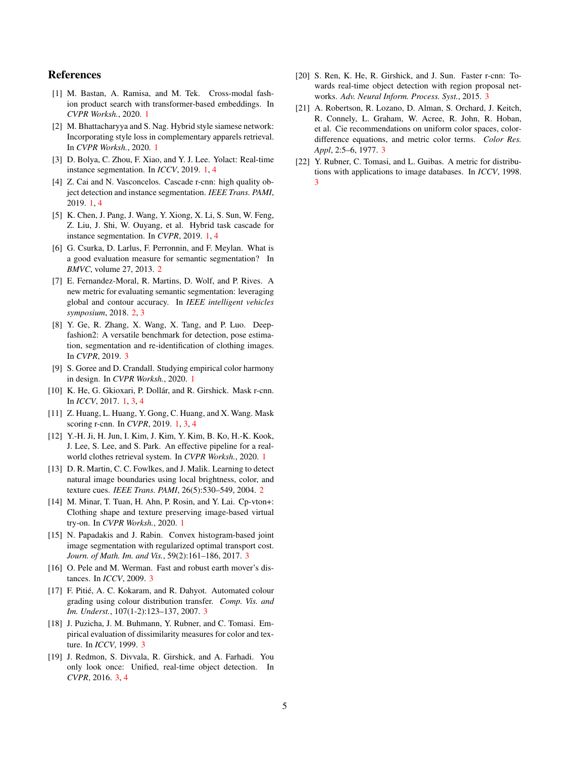## References

[1] M. Bastan, A. Ramisa, and M. Tek. Cross-modal fashion product search with transformer-based embeddings. In *CVPR Worksh.*, 2020. 1

[2] M. Bhattacharyya and S. Nag. Hybrid style siamese network: Incorporating style loss in complementary apparels retrieval. In *CVPR Worksh.*, 2020. 1

[3] D. Bolya, C. Zhou, F. Xiao, and Y. J. Lee. Yolact: Real-time instance segmentation. In *ICCV*, 2019. 1, 4

[4] Z. Cai and N. Vasconcelos. Cascade r-cnn: high quality object detection and instance segmentation. *IEEE Trans. PAMI*, 2019. 1, 4

[5] K. Chen, J. Pang, J. Wang, Y. Xiong, X. Li, S. Sun, W. Feng, Z. Liu, J. Shi, W. Ouyang, et al. Hybrid task cascade for instance segmentation. In *CVPR*, 2019. 1, 4

[6] G. Csurka, D. Larlus, F. Perronnin, and F. Meylan. What is a good evaluation measure for semantic segmentation? In *BMVC*, volume 27, 2013. 2

[7] E. Fernandez-Moral, R. Martins, D. Wolf, and P. Rives. A new metric for evaluating semantic segmentation: leveraging global and contour accuracy. In *IEEE intelligent vehicles symposium*, 2018. 2, 3

[8] Y. Ge, R. Zhang, X. Wang, X. Tang, and P. Luo. Deepfashion2: A versatile benchmark for detection, pose estimation, segmentation and re-identification of clothing images. In *CVPR*, 2019. 3

[9] S. Goree and D. Crandall. Studying empirical color harmony in design. In *CVPR Worksh.*, 2020. 1

[10] K. He, G. Gkioxari, P. Dollár, and R. Girshick. Mask r-cnn. In *ICCV*, 2017. 1, 3, 4

[11] Z. Huang, L. Huang, Y. Gong, C. Huang, and X. Wang. Mask scoring r-cnn. In *CVPR*, 2019. 1, 3, 4

[12] Y.-H. Ji, H. Jun, I. Kim, J. Kim, Y. Kim, B. Ko, H.-K. Kook, J. Lee, S. Lee, and S. Park. An effective pipeline for a real-world clothes retrieval system. In *CVPR Worksh.*, 2020. 1

[13] D. R. Martin, C. C. Fowlkes, and J. Malik. Learning to detect natural image boundaries using local brightness, color, and texture cues. *IEEE Trans. PAMI*, 26(5):530–549, 2004. 2

[14] M. Minar, T. Tuan, H. Ahn, P. Rosin, and Y. Lai. Cp-vton+: Clothing shape and texture preserving image-based virtual try-on. In *CVPR Worksh.*, 2020. 1

[15] N. Papadakis and J. Rabin. Convex histogram-based joint image segmentation with regularized optimal transport cost. *Journ. of Math. Im. and Vis.*, 59(2):161–186, 2017. 3

[16] O. Pele and M. Werman. Fast and robust earth mover's distances. In *ICCV*, 2009. 3

[17] F. Pitié, A. C. Kokaram, and R. Dahyot. Automated colour grading using colour distribution transfer. *Comp. Vis. and Im. Underst.*, 107(1-2):123–137, 2007. 3

[18] J. Puzicha, J. M. Buhmann, Y. Rubner, and C. Tomasi. Empirical evaluation of dissimilarity measures for color and texture. In *ICCV*, 1999. 3

[19] J. Redmon, S. Divvala, R. Girshick, and A. Farhadi. You only look once: Unified, real-time object detection. In *CVPR*, 2016. 3, 4

[20] S. Ren, K. He, R. Girshick, and J. Sun. Faster r-cnn: Towards real-time object detection with region proposal networks. *Adv. Neural Inform. Process. Syst.*, 2015. 3

[21] A. Robertson, R. Lozano, D. Alman, S. Orchard, J. Keitch, R. Connely, L. Graham, W. Acree, R. John, R. Hoban, et al. Cie recommendations on uniform color spaces, color-difference equations, and metric color terms. *Color Res. Appl*, 2:5–6, 1977. 3

[22] Y. Rubner, C. Tomasi, and L. Guibas. A metric for distributions with applications to image databases. In *ICCV*, 1998. 3